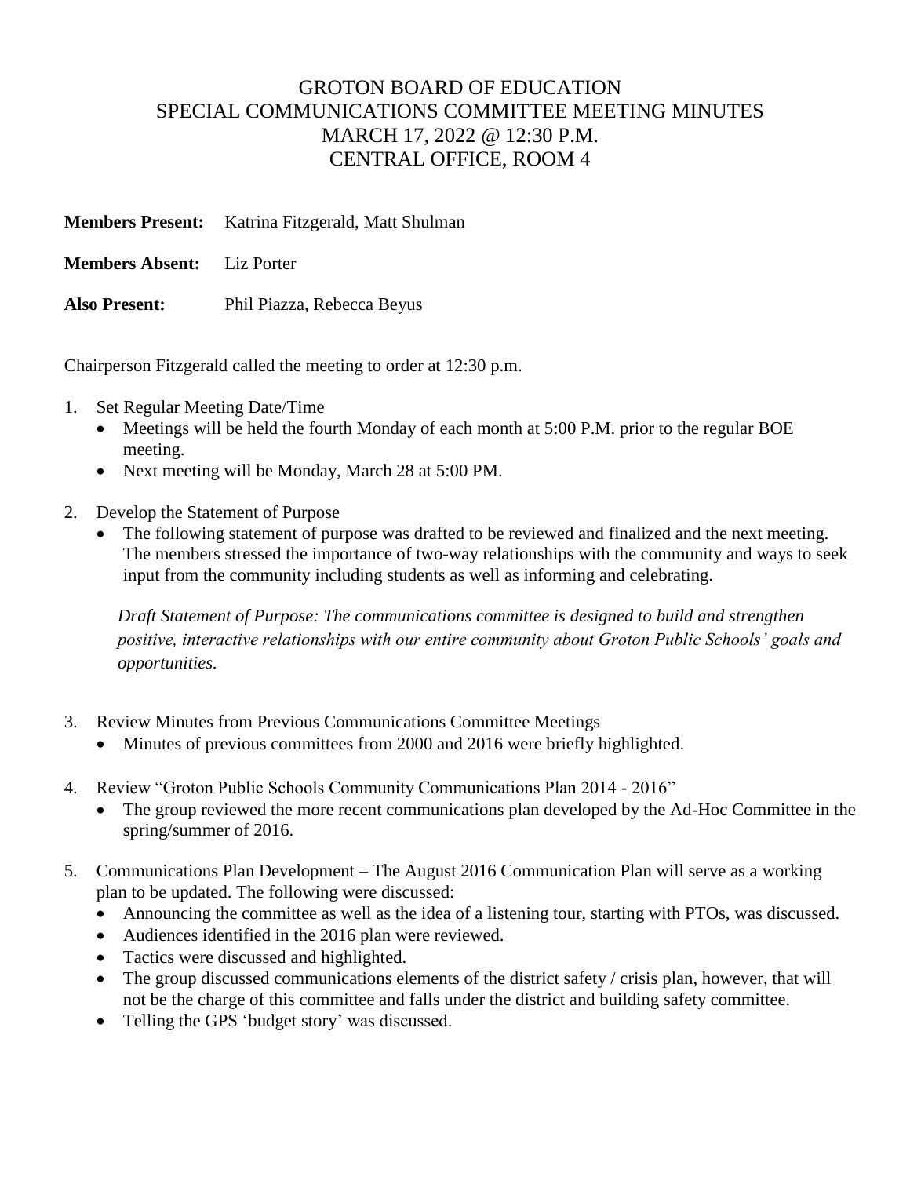# GROTON BOARD OF EDUCATION
## SPECIAL COMMUNICATIONS COMMITTEE MEETING MINUTES
## MARCH 17, 2022 @ 12:30 P.M.
## CENTRAL OFFICE, ROOM 4

**Members Present:** Katrina Fitzgerald, Matt Shulman

**Members Absent:** Liz Porter

**Also Present:** Phil Piazza, Rebecca Beyus

Chairperson Fitzgerald called the meeting to order at 12:30 p.m.

1. Set Regular Meeting Date/Time
   - Meetings will be held the fourth Monday of each month at 5:00 P.M. prior to the regular BOE meeting.
   - Next meeting will be Monday, March 28 at 5:00 PM.

2. Develop the Statement of Purpose
   - The following statement of purpose was drafted to be reviewed and finalized and the next meeting. The members stressed the importance of two-way relationships with the community and ways to seek input from the community including students as well as informing and celebrating.

   *Draft Statement of Purpose: The communications committee is designed to build and strengthen positive, interactive relationships with our entire community about Groton Public Schools' goals and opportunities.*

3. Review Minutes from Previous Communications Committee Meetings
   - Minutes of previous committees from 2000 and 2016 were briefly highlighted.

4. Review "Groton Public Schools Community Communications Plan 2014 - 2016"
   - The group reviewed the more recent communications plan developed by the Ad-Hoc Committee in the spring/summer of 2016.

5. Communications Plan Development – The August 2016 Communication Plan will serve as a working plan to be updated. The following were discussed:
   - Announcing the committee as well as the idea of a listening tour, starting with PTOs, was discussed.
   - Audiences identified in the 2016 plan were reviewed.
   - Tactics were discussed and highlighted.
   - The group discussed communications elements of the district safety / crisis plan, however, that will not be the charge of this committee and falls under the district and building safety committee.
   - Telling the GPS 'budget story' was discussed.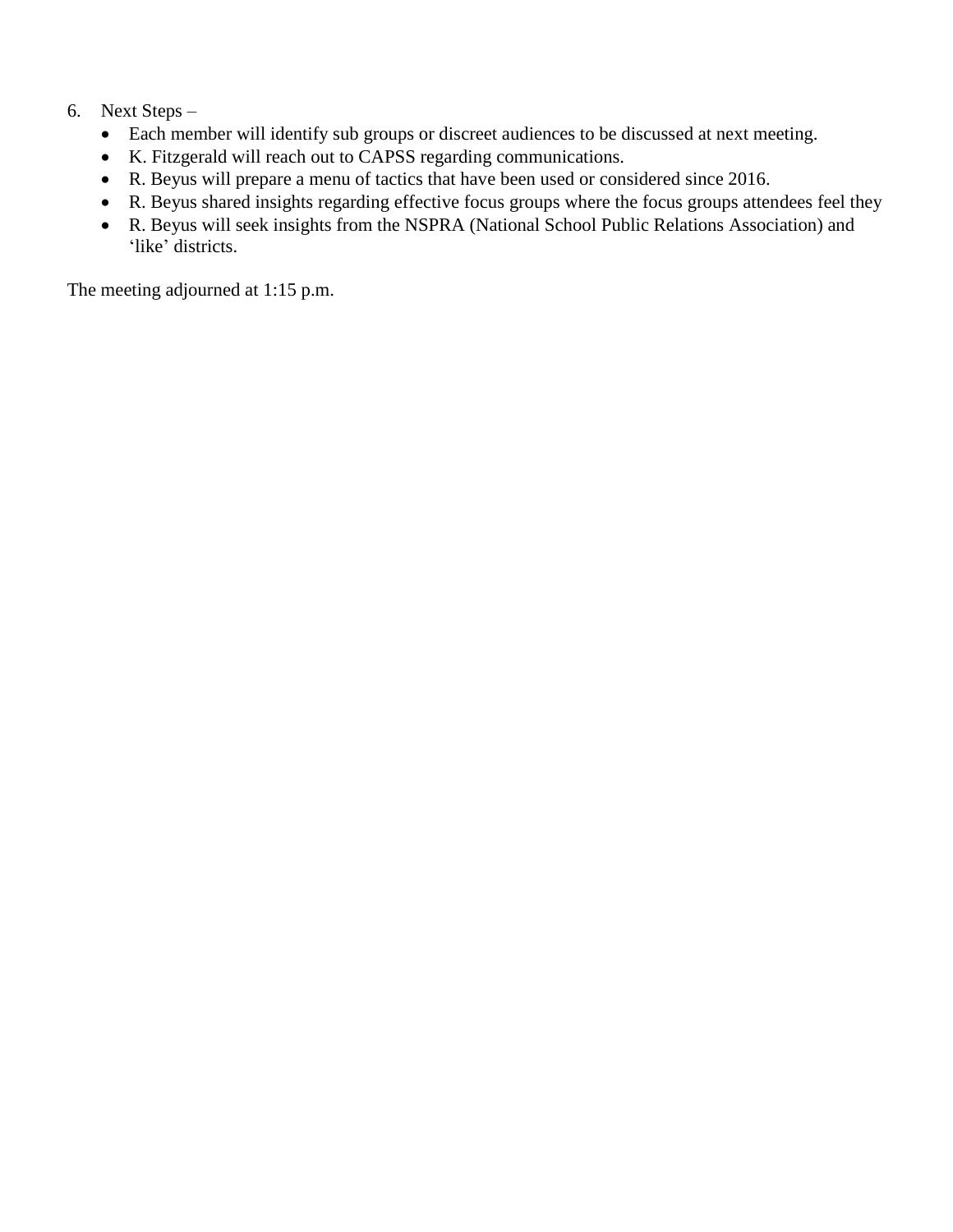6. Next Steps –
   - Each member will identify sub groups or discreet audiences to be discussed at next meeting.
   - K. Fitzgerald will reach out to CAPSS regarding communications.
   - R. Beyus will prepare a menu of tactics that have been used or considered since 2016.
   - R. Beyus shared insights regarding effective focus groups where the focus groups attendees feel they
   - R. Beyus will seek insights from the NSPRA (National School Public Relations Association) and 'like' districts.

The meeting adjourned at 1:15 p.m.